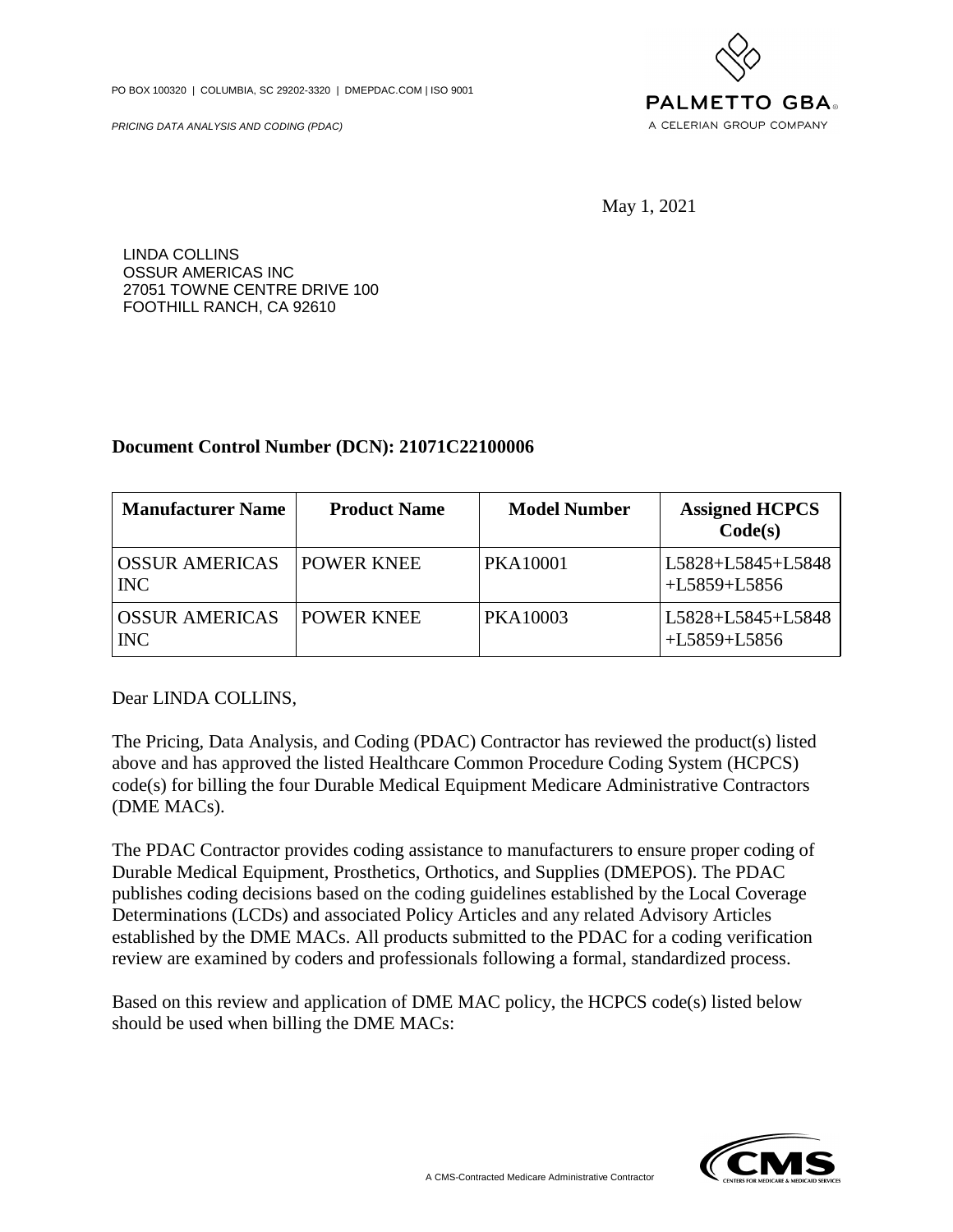PO BOX 100320 | COLUMBIA, SC 29202-3320 | DMEPDAC.COM | ISO 9001

*PRICING DATA ANALYSIS AND CODING (PDAC)*

PALMETTO GBA
A CELERIAN GROUP COMPANY

May 1, 2021

LINDA COLLINS
OSSUR AMERICAS INC
27051 TOWNE CENTRE DRIVE 100
FOOTHILL RANCH, CA 92610

**Document Control Number (DCN): 21071C22100006**

| Manufacturer Name | Product Name | Model Number | Assigned HCPCS Code(s) |
|---|---|---|---|
| OSSUR AMERICAS INC | POWER KNEE | PKA10001 | L5828+L5845+L5848+L5859+L5856 |
| OSSUR AMERICAS INC | POWER KNEE | PKA10003 | L5828+L5845+L5848+L5859+L5856 |

Dear LINDA COLLINS,

The Pricing, Data Analysis, and Coding (PDAC) Contractor has reviewed the product(s) listed above and has approved the listed Healthcare Common Procedure Coding System (HCPCS) code(s) for billing the four Durable Medical Equipment Medicare Administrative Contractors (DME MACs).

The PDAC Contractor provides coding assistance to manufacturers to ensure proper coding of Durable Medical Equipment, Prosthetics, Orthotics, and Supplies (DMEPOS). The PDAC publishes coding decisions based on the coding guidelines established by the Local Coverage Determinations (LCDs) and associated Policy Articles and any related Advisory Articles established by the DME MACs. All products submitted to the PDAC for a coding verification review are examined by coders and professionals following a formal, standardized process.

Based on this review and application of DME MAC policy, the HCPCS code(s) listed below should be used when billing the DME MACs:

A CMS-Contracted Medicare Administrative Contractor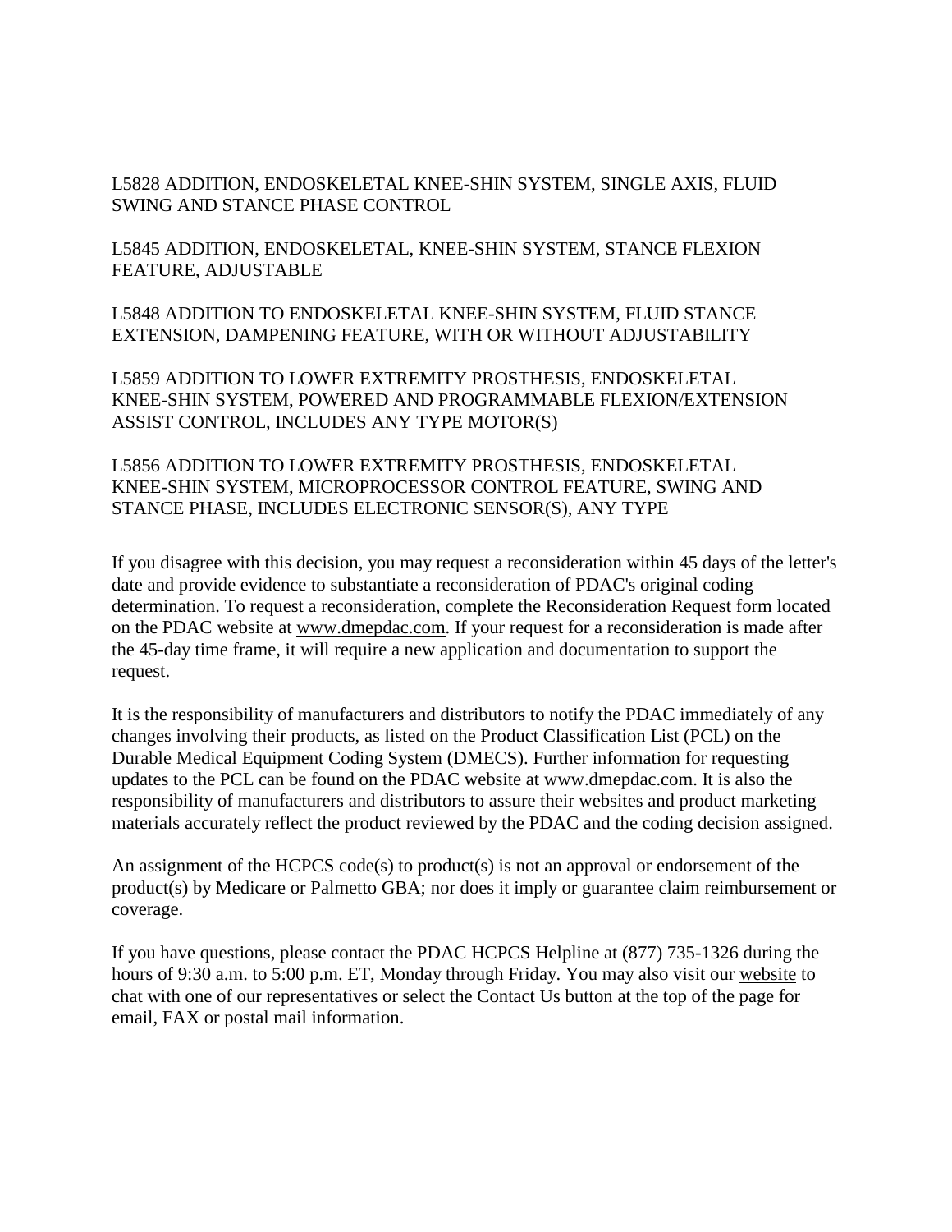L5828 ADDITION, ENDOSKELETAL KNEE-SHIN SYSTEM, SINGLE AXIS, FLUID SWING AND STANCE PHASE CONTROL

L5845 ADDITION, ENDOSKELETAL, KNEE-SHIN SYSTEM, STANCE FLEXION FEATURE, ADJUSTABLE

L5848 ADDITION TO ENDOSKELETAL KNEE-SHIN SYSTEM, FLUID STANCE EXTENSION, DAMPENING FEATURE, WITH OR WITHOUT ADJUSTABILITY

L5859 ADDITION TO LOWER EXTREMITY PROSTHESIS, ENDOSKELETAL KNEE-SHIN SYSTEM, POWERED AND PROGRAMMABLE FLEXION/EXTENSION ASSIST CONTROL, INCLUDES ANY TYPE MOTOR(S)

L5856 ADDITION TO LOWER EXTREMITY PROSTHESIS, ENDOSKELETAL KNEE-SHIN SYSTEM, MICROPROCESSOR CONTROL FEATURE, SWING AND STANCE PHASE, INCLUDES ELECTRONIC SENSOR(S), ANY TYPE

If you disagree with this decision, you may request a reconsideration within 45 days of the letter's date and provide evidence to substantiate a reconsideration of PDAC's original coding determination. To request a reconsideration, complete the Reconsideration Request form located on the PDAC website at www.dmepdac.com. If your request for a reconsideration is made after the 45-day time frame, it will require a new application and documentation to support the request.

It is the responsibility of manufacturers and distributors to notify the PDAC immediately of any changes involving their products, as listed on the Product Classification List (PCL) on the Durable Medical Equipment Coding System (DMECS). Further information for requesting updates to the PCL can be found on the PDAC website at www.dmepdac.com. It is also the responsibility of manufacturers and distributors to assure their websites and product marketing materials accurately reflect the product reviewed by the PDAC and the coding decision assigned.

An assignment of the HCPCS code(s) to product(s) is not an approval or endorsement of the product(s) by Medicare or Palmetto GBA; nor does it imply or guarantee claim reimbursement or coverage.

If you have questions, please contact the PDAC HCPCS Helpline at (877) 735-1326 during the hours of 9:30 a.m. to 5:00 p.m. ET, Monday through Friday. You may also visit our website to chat with one of our representatives or select the Contact Us button at the top of the page for email, FAX or postal mail information.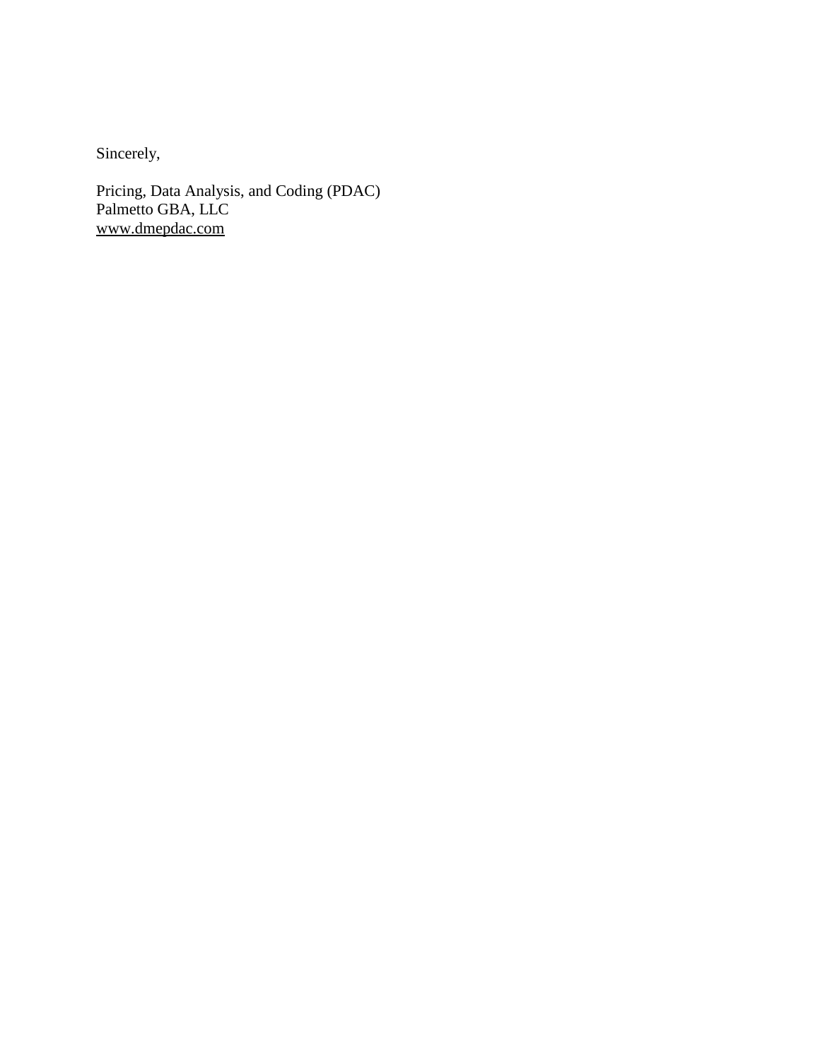Sincerely,

Pricing, Data Analysis, and Coding (PDAC)
Palmetto GBA, LLC
www.dmepdac.com